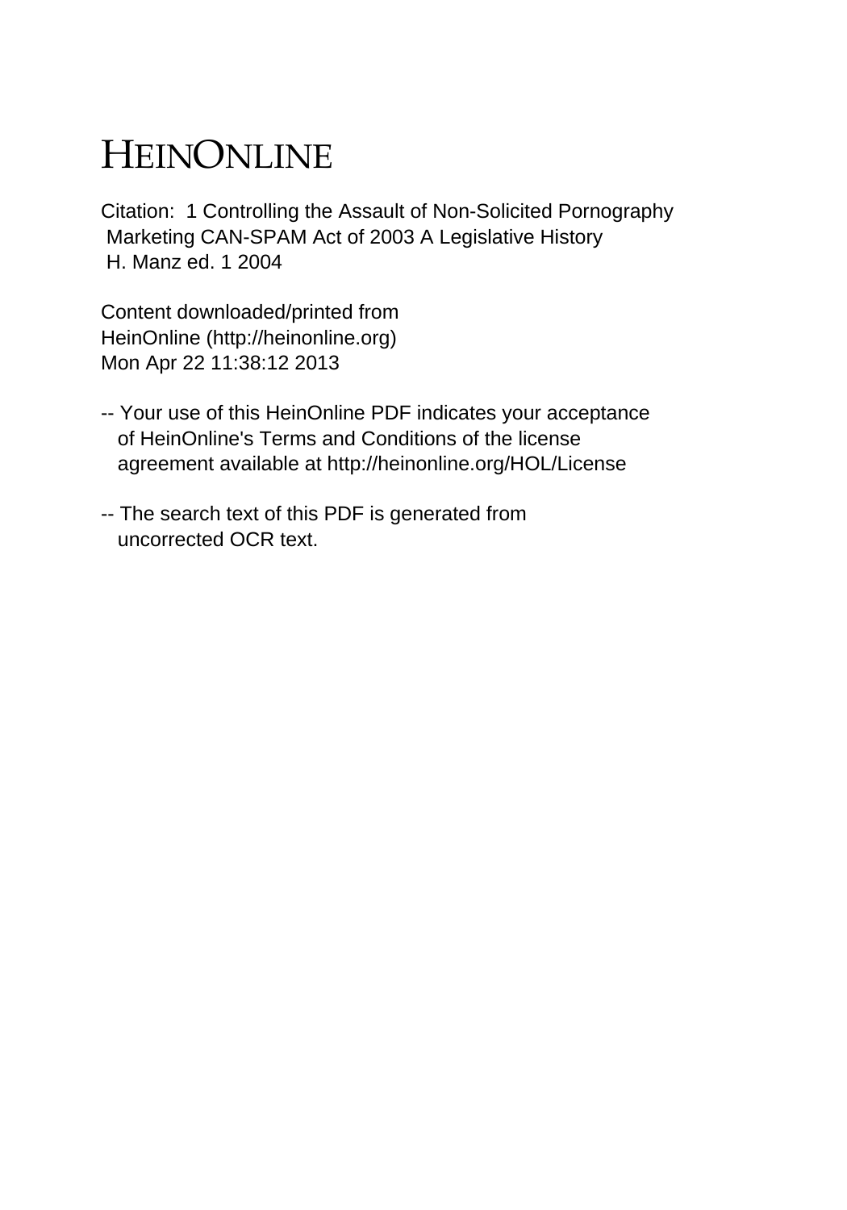# HEINONLINE

Citation: 1 Controlling the Assault of Non-Solicited Pornography Marketing CAN-SPAM Act of 2003 A Legislative History H. Manz ed. 1 2004

Content downloaded/printed from HeinOnline (http://heinonline.org) Mon Apr 22 11:38:12 2013

-- Your use of this HeinOnline PDF indicates your acceptance of HeinOnline's Terms and Conditions of the license agreement available at http://heinonline.org/HOL/License

-- The search text of this PDF is generated from uncorrected OCR text.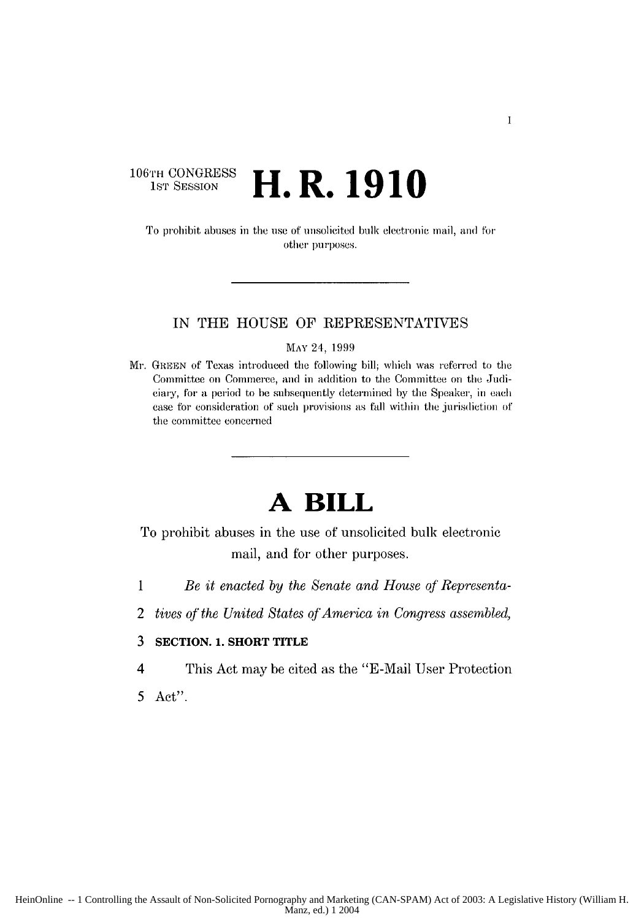106TH CONGRESS
1ST SESSION

# H. R. 1910

To prohibit abuses in the use of unsolicited bulk electronic mail, and for other purposes.

---

IN THE HOUSE OF REPRESENTATIVES

MAY 24, 1999

Mr. GREEN of Texas introduced the following bill; which was referred to the Committee on Commerce, and in addition to the Committee on the Judiciary, for a period to be subsequently determined by the Speaker, in each case for consideration of such provisions as fall within the jurisdiction of the committee concerned

---

# A BILL

To prohibit abuses in the use of unsolicited bulk electronic mail, and for other purposes.

1 *Be it enacted by the Senate and House of Representa-*

2 *tives of the United States of America in Congress assembled,*

3 **SECTION. 1. SHORT TITLE**

4 This Act may be cited as the "E-Mail User Protection

5 Act".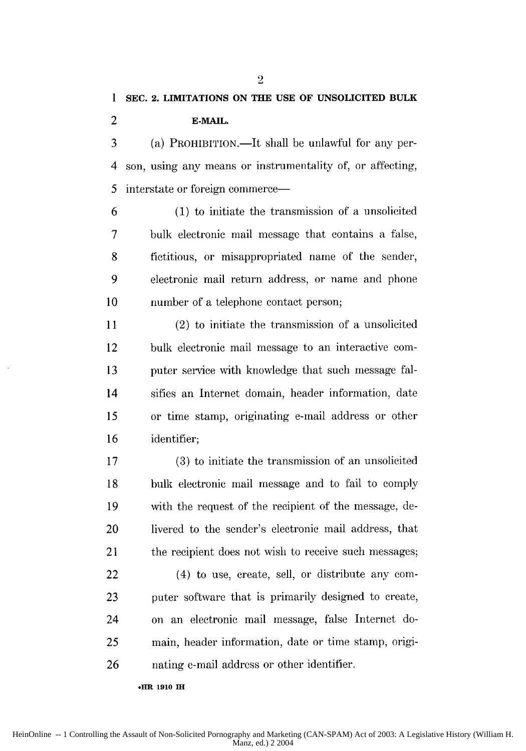**SEC. 2. LIMITATIONS ON THE USE OF UNSOLICITED BULK E-MAIL.**

(a) PROHIBITION.—It shall be unlawful for any person, using any means or instrumentality of, or affecting, interstate or foreign commerce—

(1) to initiate the transmission of a unsolicited bulk electronic mail message that contains a false, fictitious, or misappropriated name of the sender, electronic mail return address, or name and phone number of a telephone contact person;

(2) to initiate the transmission of a unsolicited bulk electronic mail message to an interactive computer service with knowledge that such message falsifies an Internet domain, header information, date or time stamp, originating e-mail address or other identifier;

(3) to initiate the transmission of an unsolicited bulk electronic mail message and to fail to comply with the request of the recipient of the message, delivered to the sender's electronic mail address, that the recipient does not wish to receive such messages;

(4) to use, create, sell, or distribute any computer software that is primarily designed to create, on an electronic mail message, false Internet domain, header information, date or time stamp, originating e-mail address or other identifier.

•HR 1910 IH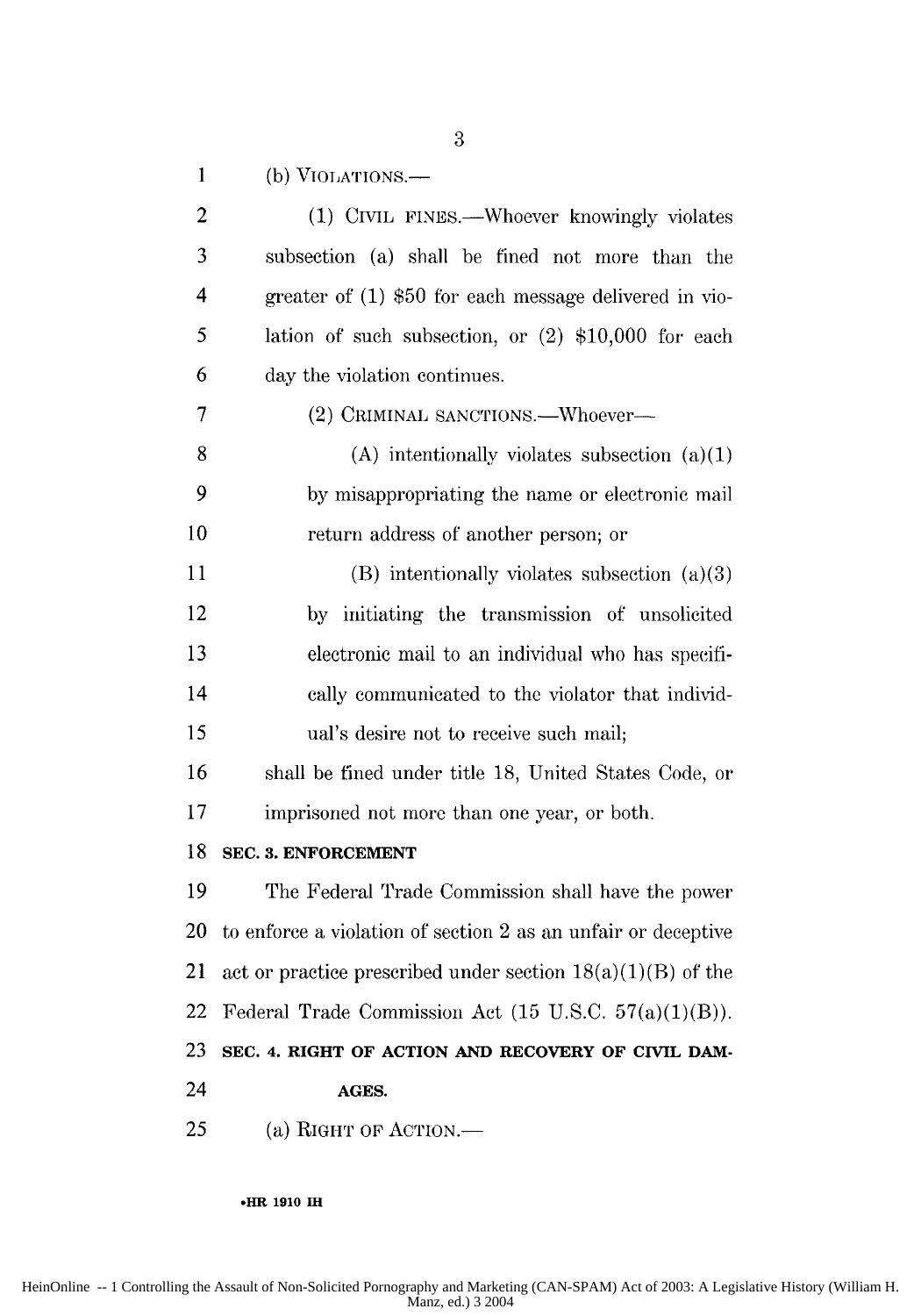(b) VIOLATIONS.—

(1) CIVIL FINES.—Whoever knowingly violates subsection (a) shall be fined not more than the greater of (1) $50 for each message delivered in violation of such subsection, or (2) $10,000 for each day the violation continues.

(2) CRIMINAL SANCTIONS.—Whoever—

(A) intentionally violates subsection (a)(1) by misappropriating the name or electronic mail return address of another person; or

(B) intentionally violates subsection (a)(3) by initiating the transmission of unsolicited electronic mail to an individual who has specifically communicated to the violator that individual's desire not to receive such mail;

shall be fined under title 18, United States Code, or imprisoned not more than one year, or both.

**SEC. 3. ENFORCEMENT**

The Federal Trade Commission shall have the power to enforce a violation of section 2 as an unfair or deceptive act or practice prescribed under section 18(a)(1)(B) of the Federal Trade Commission Act (15 U.S.C. 57(a)(1)(B)).

**SEC. 4. RIGHT OF ACTION AND RECOVERY OF CIVIL DAMAGES.**

(a) RIGHT OF ACTION.—

•HR 1910 IH

HeinOnline -- 1 Controlling the Assault of Non-Solicited Pornography and Marketing (CAN-SPAM) Act of 2003: A Legislative History (William H. Manz, ed.) 3 2004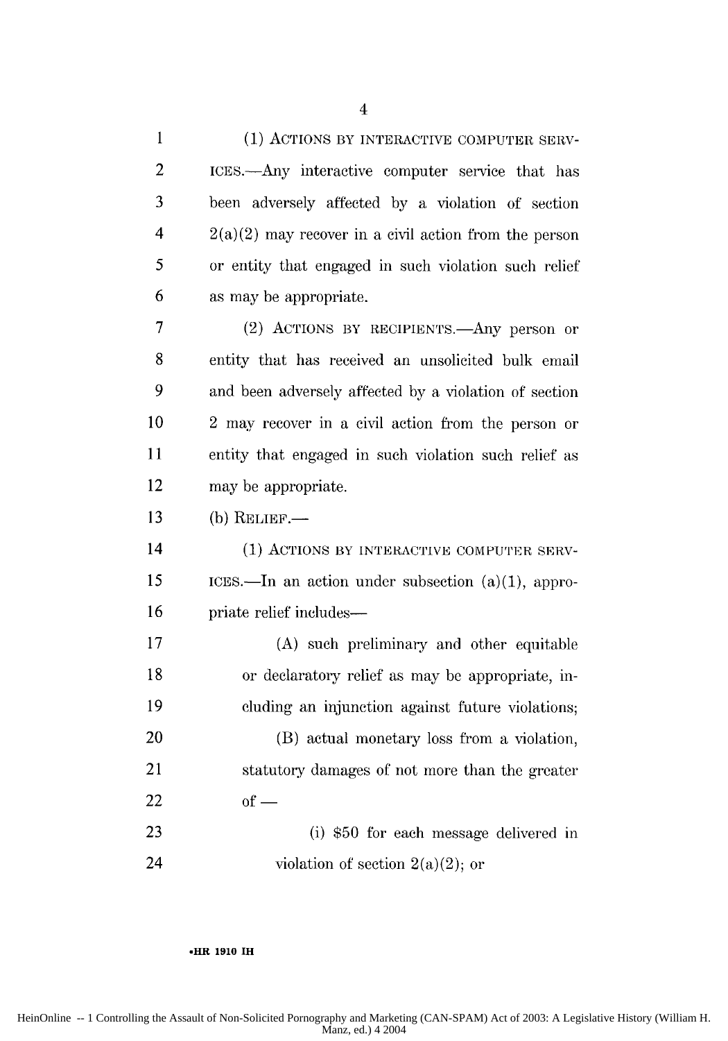(1) ACTIONS BY INTERACTIVE COMPUTER SERVICES.—Any interactive computer service that has been adversely affected by a violation of section 2(a)(2) may recover in a civil action from the person or entity that engaged in such violation such relief as may be appropriate.

(2) ACTIONS BY RECIPIENTS.—Any person or entity that has received an unsolicited bulk email and been adversely affected by a violation of section 2 may recover in a civil action from the person or entity that engaged in such violation such relief as may be appropriate.

(b) RELIEF.—

(1) ACTIONS BY INTERACTIVE COMPUTER SERVICES.—In an action under subsection (a)(1), appropriate relief includes—

(A) such preliminary and other equitable or declaratory relief as may be appropriate, including an injunction against future violations;

(B) actual monetary loss from a violation, statutory damages of not more than the greater of —

(i) $50 for each message delivered in violation of section 2(a)(2); or

•HR 1910 IH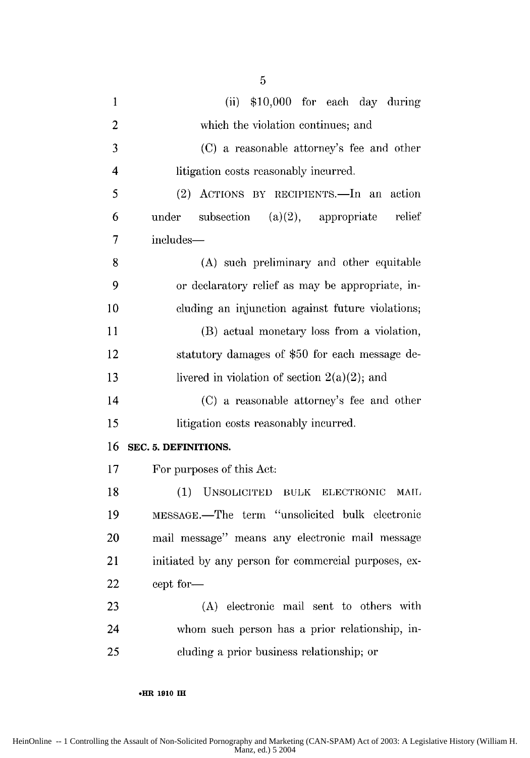(ii) $10,000 for each day during which the violation continues; and

(C) a reasonable attorney's fee and other litigation costs reasonably incurred.

(2) ACTIONS BY RECIPIENTS.—In an action under subsection (a)(2), appropriate relief includes—

(A) such preliminary and other equitable or declaratory relief as may be appropriate, including an injunction against future violations;

(B) actual monetary loss from a violation, statutory damages of $50 for each message delivered in violation of section 2(a)(2); and

(C) a reasonable attorney's fee and other litigation costs reasonably incurred.

**SEC. 5. DEFINITIONS.**

For purposes of this Act:

(1) UNSOLICITED BULK ELECTRONIC MAIL MESSAGE.—The term "unsolicited bulk electronic mail message" means any electronic mail message initiated by any person for commercial purposes, except for—

(A) electronic mail sent to others with whom such person has a prior relationship, including a prior business relationship; or

•HR 1910 IH

HeinOnline -- 1 Controlling the Assault of Non-Solicited Pornography and Marketing (CAN-SPAM) Act of 2003: A Legislative History (William H. Manz, ed.) 5 2004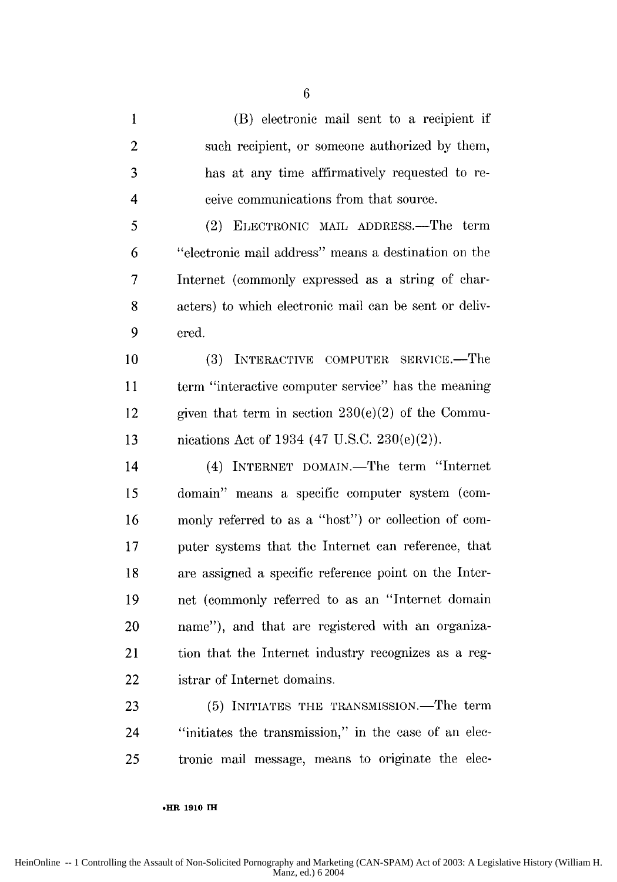(B) electronic mail sent to a recipient if such recipient, or someone authorized by them, has at any time affirmatively requested to receive communications from that source.

(2) ELECTRONIC MAIL ADDRESS.—The term "electronic mail address" means a destination on the Internet (commonly expressed as a string of characters) to which electronic mail can be sent or delivered.

(3) INTERACTIVE COMPUTER SERVICE.—The term "interactive computer service" has the meaning given that term in section 230(e)(2) of the Communications Act of 1934 (47 U.S.C. 230(e)(2)).

(4) INTERNET DOMAIN.—The term "Internet domain" means a specific computer system (commonly referred to as a "host") or collection of computer systems that the Internet can reference, that are assigned a specific reference point on the Internet (commonly referred to as an "Internet domain name"), and that are registered with an organization that the Internet industry recognizes as a registrar of Internet domains.

(5) INITIATES THE TRANSMISSION.—The term "initiates the transmission," in the case of an electronic mail message, means to originate the elec-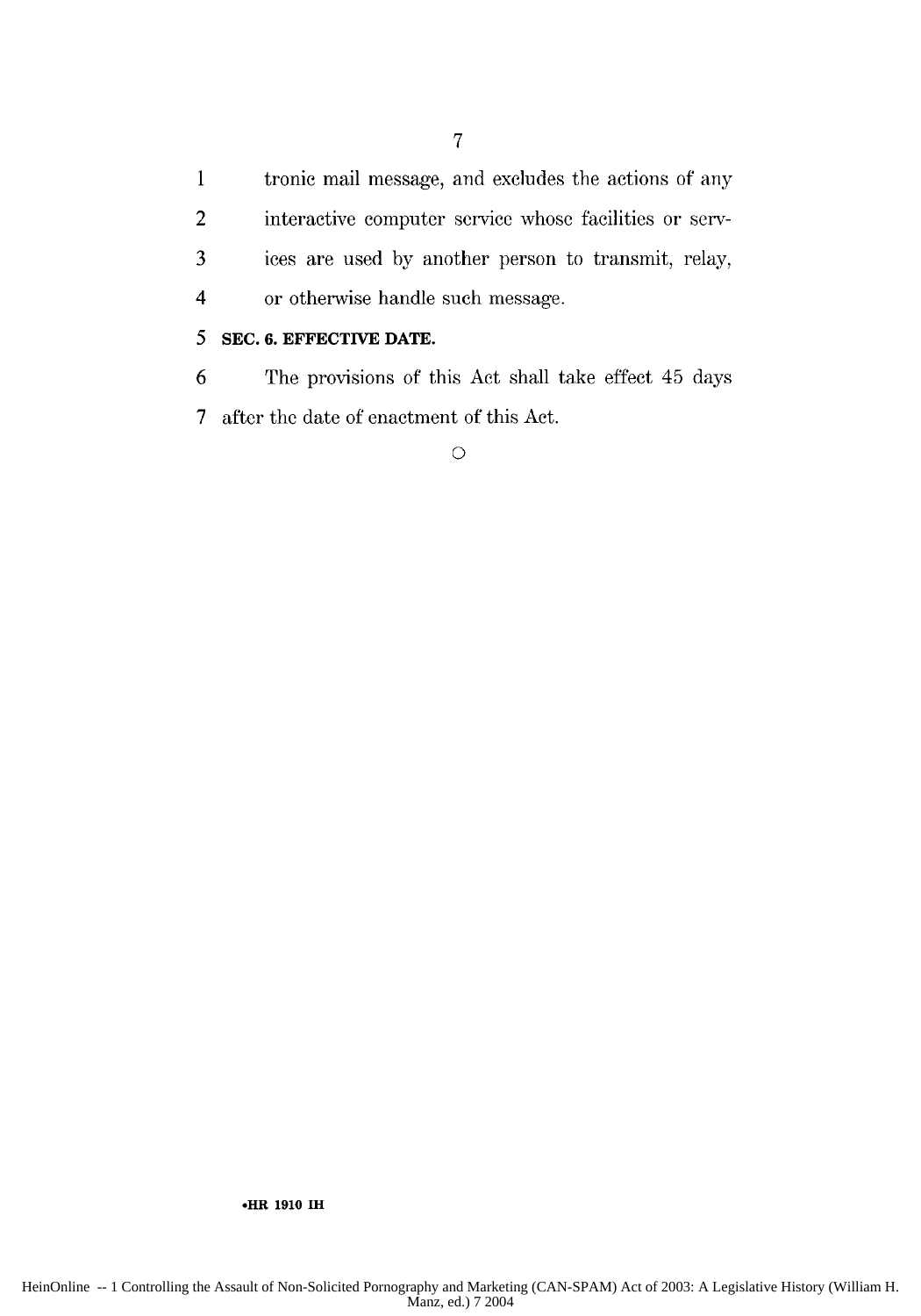tronic mail message, and excludes the actions of any interactive computer service whose facilities or services are used by another person to transmit, relay, or otherwise handle such message.

**SEC. 6. EFFECTIVE DATE.**

The provisions of this Act shall take effect 45 days after the date of enactment of this Act.

○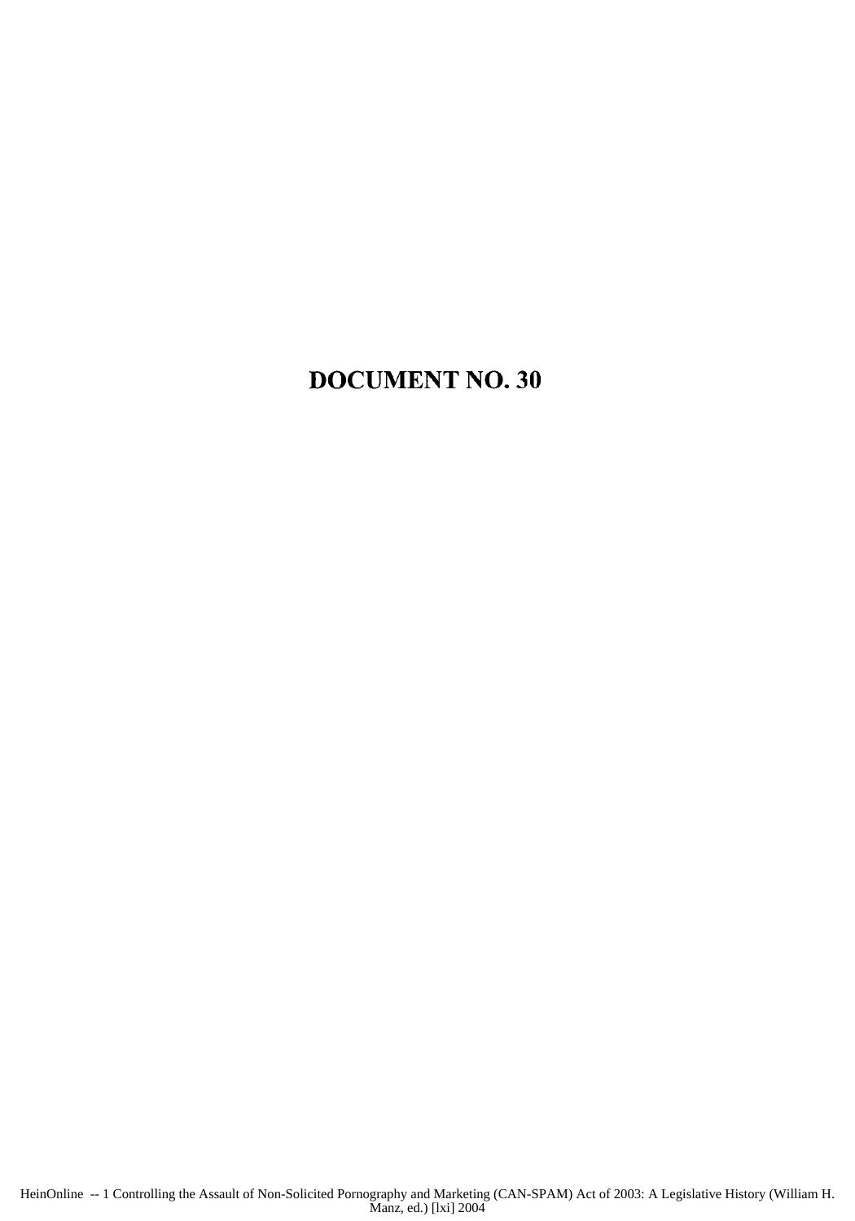# DOCUMENT NO. 30